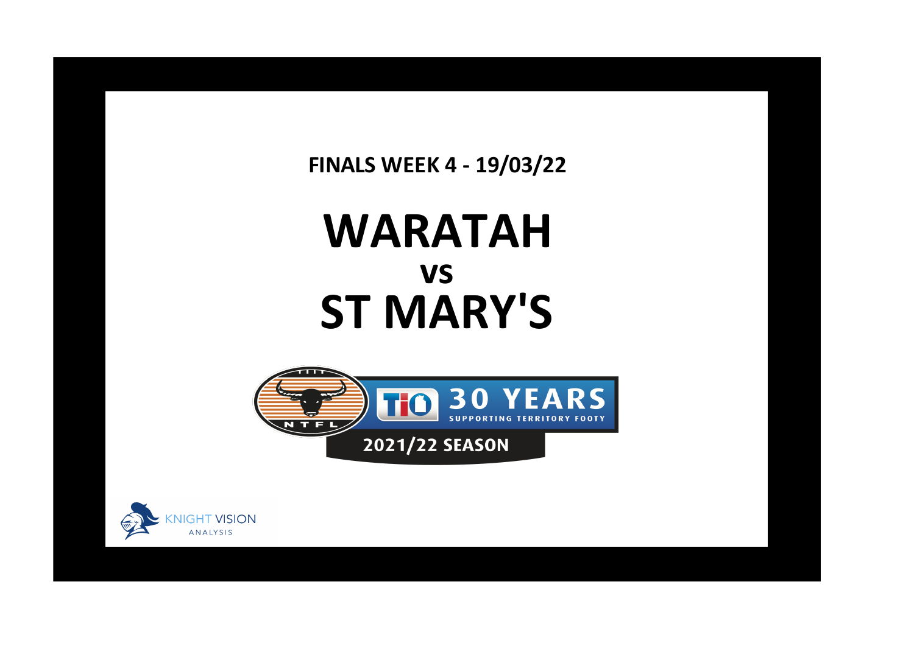**FINALS WEEK 4 - 19/03/22**

# WARATAH

## vs

# ST MARY'S

NTFL

TIO 30 YEARS SUPPORTING TERRITORY FOOTY

2021/22 SEASON

KNIGHT VISION ANALYSIS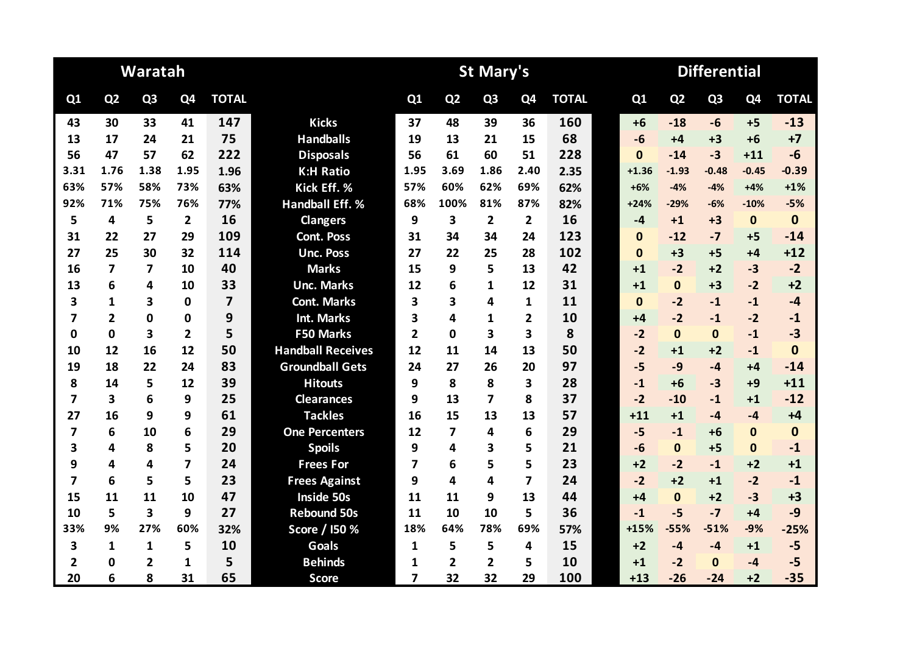| Waratah | | | | | | St Mary's | | | | | Differential | | | | |
|---|---|---|---|---|---|---|---|---|---|---|---|---|---|---|---|
| Q1 | Q2 | Q3 | Q4 | TOTAL | | Q1 | Q2 | Q3 | Q4 | TOTAL | Q1 | Q2 | Q3 | Q4 | TOTAL |
| 43 | 30 | 33 | 41 | 147 | Kicks | 37 | 48 | 39 | 36 | 160 | +6 | -18 | -6 | +5 | -13 |
| 13 | 17 | 24 | 21 | 75 | Handballs | 19 | 13 | 21 | 15 | 68 | -6 | +4 | +3 | +6 | +7 |
| 56 | 47 | 57 | 62 | 222 | Disposals | 56 | 61 | 60 | 51 | 228 | 0 | -14 | -3 | +11 | -6 |
| 3.31 | 1.76 | 1.38 | 1.95 | 1.96 | K:H Ratio | 1.95 | 3.69 | 1.86 | 2.40 | 2.35 | +1.36 | -1.93 | -0.48 | -0.45 | -0.39 |
| 63% | 57% | 58% | 73% | 63% | Kick Eff. % | 57% | 60% | 62% | 69% | 62% | +6% | -4% | -4% | +4% | +1% |
| 92% | 71% | 75% | 76% | 77% | Handball Eff. % | 68% | 100% | 81% | 87% | 82% | +24% | -29% | -6% | -10% | -5% |
| 5 | 4 | 5 | 2 | 16 | Clangers | 9 | 3 | 2 | 2 | 16 | -4 | +1 | +3 | 0 | 0 |
| 31 | 22 | 27 | 29 | 109 | Cont. Poss | 31 | 34 | 34 | 24 | 123 | 0 | -12 | -7 | +5 | -14 |
| 27 | 25 | 30 | 32 | 114 | Unc. Poss | 27 | 22 | 25 | 28 | 102 | 0 | +3 | +5 | +4 | +12 |
| 16 | 7 | 7 | 10 | 40 | Marks | 15 | 9 | 5 | 13 | 42 | +1 | -2 | +2 | -3 | -2 |
| 13 | 6 | 4 | 10 | 33 | Unc. Marks | 12 | 6 | 1 | 12 | 31 | +1 | 0 | +3 | -2 | +2 |
| 3 | 1 | 3 | 0 | 7 | Cont. Marks | 3 | 3 | 4 | 1 | 11 | 0 | -2 | -1 | -1 | -4 |
| 7 | 2 | 0 | 0 | 9 | Int. Marks | 3 | 4 | 1 | 2 | 10 | +4 | -2 | -1 | -2 | -1 |
| 0 | 0 | 3 | 2 | 5 | F50 Marks | 2 | 0 | 3 | 3 | 8 | -2 | 0 | 0 | -1 | -3 |
| 10 | 12 | 16 | 12 | 50 | Handball Receives | 12 | 11 | 14 | 13 | 50 | -2 | +1 | +2 | -1 | 0 |
| 19 | 18 | 22 | 24 | 83 | Groundball Gets | 24 | 27 | 26 | 20 | 97 | -5 | -9 | -4 | +4 | -14 |
| 8 | 14 | 5 | 12 | 39 | Hitouts | 9 | 8 | 8 | 3 | 28 | -1 | +6 | -3 | +9 | +11 |
| 7 | 3 | 6 | 9 | 25 | Clearances | 9 | 13 | 7 | 8 | 37 | -2 | -10 | -1 | +1 | -12 |
| 27 | 16 | 9 | 9 | 61 | Tackles | 16 | 15 | 13 | 13 | 57 | +11 | +1 | -4 | -4 | +4 |
| 7 | 6 | 10 | 6 | 29 | One Percenters | 12 | 7 | 4 | 6 | 29 | -5 | -1 | +6 | 0 | 0 |
| 3 | 4 | 8 | 5 | 20 | Spoils | 9 | 4 | 3 | 5 | 21 | -6 | 0 | +5 | 0 | -1 |
| 9 | 4 | 4 | 7 | 24 | Frees For | 7 | 6 | 5 | 5 | 23 | +2 | -2 | -1 | +2 | +1 |
| 7 | 6 | 5 | 5 | 23 | Frees Against | 9 | 4 | 4 | 7 | 24 | -2 | +2 | +1 | -2 | -1 |
| 15 | 11 | 11 | 10 | 47 | Inside 50s | 11 | 11 | 9 | 13 | 44 | +4 | 0 | +2 | -3 | +3 |
| 10 | 5 | 3 | 9 | 27 | Rebound 50s | 11 | 10 | 10 | 5 | 36 | -1 | -5 | -7 | +4 | -9 |
| 33% | 9% | 27% | 60% | 32% | Score / I50 % | 18% | 64% | 78% | 69% | 57% | +15% | -55% | -51% | -9% | -25% |
| 3 | 1 | 1 | 5 | 10 | Goals | 1 | 5 | 5 | 4 | 15 | +2 | -4 | -4 | +1 | -5 |
| 2 | 0 | 2 | 1 | 5 | Behinds | 1 | 2 | 2 | 5 | 10 | +1 | -2 | 0 | -4 | -5 |
| 20 | 6 | 8 | 31 | 65 | Score | 7 | 32 | 32 | 29 | 100 | +13 | -26 | -24 | +2 | -35 |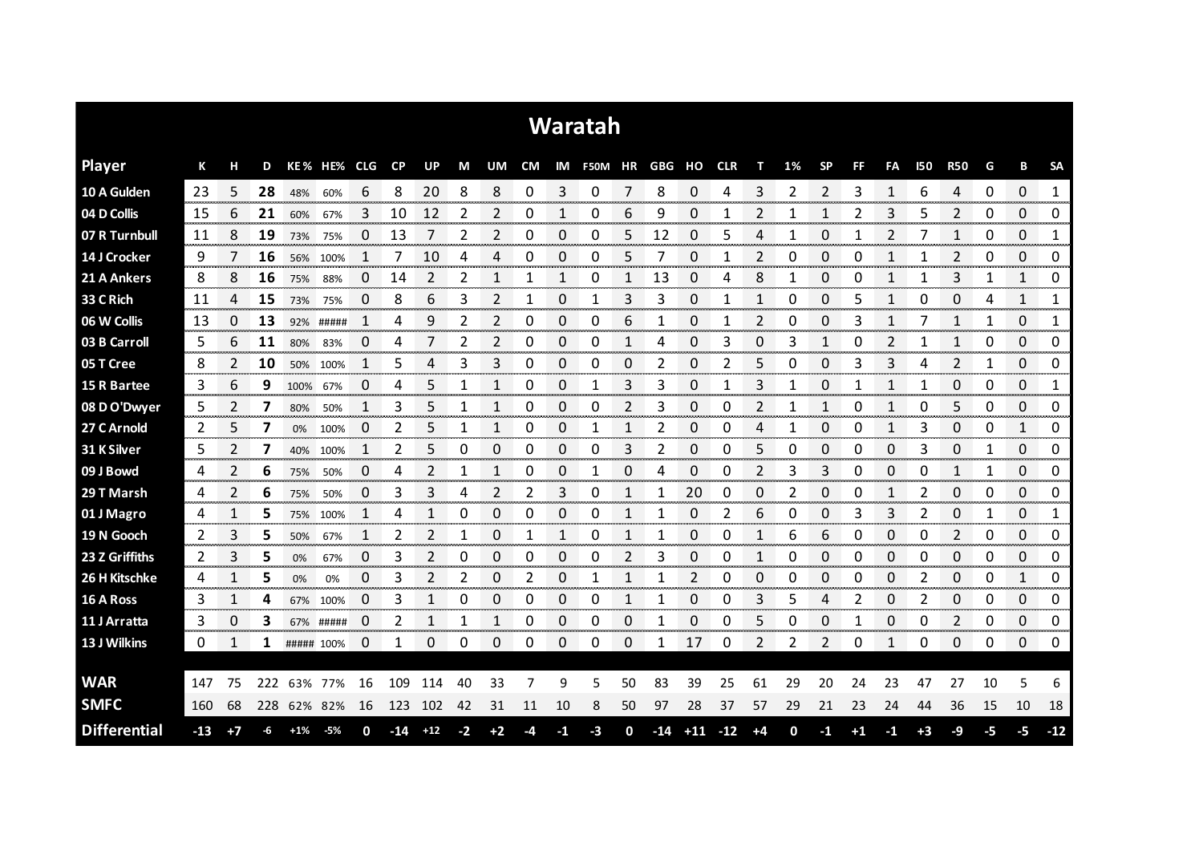# Waratah

| Player | K | H | D | KE% | HE% | CLG | CP | UP | M | UM | CM | IM | F50M | HR | GBG | HO | CLR | T | 1% | SP | FF | FA | I50 | R50 | G | B | SA |
|---|---|---|---|---|---|---|---|---|---|---|---|---|---|---|---|---|---|---|---|---|---|---|---|---|---|---|---|
| 10 A Gulden | 23 | 5 | **28** | 48% | 60% | 6 | 8 | 20 | 8 | 8 | 0 | 3 | 0 | 7 | 8 | 0 | 4 | 3 | 2 | 2 | 3 | 1 | 6 | 4 | 0 | 0 | 1 |
| 04 D Collis | 15 | 6 | **21** | 60% | 67% | 3 | 10 | 12 | 2 | 2 | 0 | 1 | 0 | 6 | 9 | 0 | 1 | 2 | 1 | 1 | 2 | 3 | 5 | 2 | 0 | 0 | 0 |
| 07 R Turnbull | 11 | 8 | **19** | 73% | 75% | 0 | 13 | 7 | 2 | 2 | 0 | 0 | 0 | 5 | 12 | 0 | 5 | 4 | 1 | 0 | 1 | 2 | 7 | 1 | 0 | 0 | 1 |
| 14 J Crocker | 9 | 7 | **16** | 56% | 100% | 1 | 7 | 10 | 4 | 4 | 0 | 0 | 0 | 5 | 7 | 0 | 1 | 2 | 0 | 0 | 0 | 1 | 1 | 2 | 0 | 0 | 0 |
| 21 A Ankers | 8 | 8 | **16** | 75% | 88% | 0 | 14 | 2 | 2 | 1 | 1 | 1 | 0 | 1 | 13 | 0 | 4 | 8 | 1 | 0 | 0 | 1 | 1 | 3 | 1 | 1 | 0 |
| 33 C Rich | 11 | 4 | **15** | 73% | 75% | 0 | 8 | 6 | 3 | 2 | 1 | 0 | 1 | 3 | 3 | 0 | 1 | 1 | 0 | 0 | 5 | 1 | 0 | 0 | 4 | 1 | 1 |
| 06 W Collis | 13 | 0 | **13** | 92% | ##### | 1 | 4 | 9 | 2 | 2 | 0 | 0 | 0 | 6 | 1 | 0 | 1 | 2 | 0 | 0 | 3 | 1 | 7 | 1 | 1 | 0 | 1 |
| 03 B Carroll | 5 | 6 | **11** | 80% | 83% | 0 | 4 | 7 | 2 | 2 | 0 | 0 | 0 | 1 | 4 | 0 | 3 | 0 | 3 | 1 | 0 | 2 | 1 | 1 | 0 | 0 | 0 |
| 05 T Cree | 8 | 2 | **10** | 50% | 100% | 1 | 5 | 4 | 3 | 3 | 0 | 0 | 0 | 0 | 2 | 0 | 2 | 5 | 0 | 0 | 3 | 3 | 4 | 2 | 1 | 0 | 0 |
| 15 R Bartee | 3 | 6 | **9** | 100% | 67% | 0 | 4 | 5 | 1 | 1 | 0 | 0 | 1 | 3 | 3 | 0 | 1 | 3 | 1 | 0 | 1 | 1 | 1 | 0 | 0 | 0 | 1 |
| 08 D O'Dwyer | 5 | 2 | **7** | 80% | 50% | 1 | 3 | 5 | 1 | 1 | 0 | 0 | 0 | 2 | 3 | 0 | 0 | 2 | 1 | 1 | 0 | 1 | 0 | 5 | 0 | 0 | 0 |
| 27 C Arnold | 2 | 5 | **7** | 0% | 100% | 0 | 2 | 5 | 1 | 1 | 0 | 0 | 1 | 1 | 2 | 0 | 0 | 4 | 1 | 0 | 0 | 1 | 3 | 0 | 0 | 1 | 0 |
| 31 K Silver | 5 | 2 | **7** | 40% | 100% | 1 | 2 | 5 | 0 | 0 | 0 | 0 | 0 | 3 | 2 | 0 | 0 | 5 | 0 | 0 | 0 | 0 | 3 | 0 | 1 | 0 | 0 |
| 09 J Bowd | 4 | 2 | **6** | 75% | 50% | 0 | 4 | 2 | 1 | 1 | 0 | 0 | 1 | 0 | 4 | 0 | 0 | 2 | 3 | 3 | 0 | 0 | 0 | 1 | 1 | 0 | 0 |
| 29 T Marsh | 4 | 2 | **6** | 75% | 50% | 0 | 3 | 3 | 4 | 2 | 2 | 3 | 0 | 1 | 1 | 20 | 0 | 0 | 2 | 0 | 0 | 1 | 2 | 0 | 0 | 0 | 0 |
| 01 J Magro | 4 | 1 | **5** | 75% | 100% | 1 | 4 | 1 | 0 | 0 | 0 | 0 | 0 | 1 | 1 | 0 | 2 | 6 | 0 | 0 | 3 | 3 | 2 | 0 | 1 | 0 | 1 |
| 19 N Gooch | 2 | 3 | **5** | 50% | 67% | 1 | 2 | 2 | 1 | 0 | 1 | 1 | 0 | 1 | 1 | 0 | 0 | 1 | 6 | 6 | 0 | 0 | 0 | 2 | 0 | 0 | 0 |
| 23 Z Griffiths | 2 | 3 | **5** | 0% | 67% | 0 | 3 | 2 | 0 | 0 | 0 | 0 | 0 | 2 | 3 | 0 | 0 | 1 | 0 | 0 | 0 | 0 | 0 | 0 | 0 | 0 | 0 |
| 26 H Kitschke | 4 | 1 | **5** | 0% | 0% | 0 | 3 | 2 | 2 | 0 | 2 | 0 | 1 | 1 | 1 | 2 | 0 | 0 | 0 | 0 | 0 | 0 | 2 | 0 | 0 | 1 | 0 |
| 16 A Ross | 3 | 1 | **4** | 67% | 100% | 0 | 3 | 1 | 0 | 0 | 0 | 0 | 0 | 1 | 1 | 0 | 0 | 3 | 5 | 4 | 2 | 0 | 2 | 0 | 0 | 0 | 0 |
| 11 J Arratta | 3 | 0 | **3** | 67% | ##### | 0 | 2 | 1 | 1 | 1 | 0 | 0 | 0 | 0 | 1 | 0 | 0 | 5 | 0 | 0 | 1 | 0 | 0 | 2 | 0 | 0 | 0 |
| 13 J Wilkins | 0 | 1 | **1** | ##### | 100% | 0 | 1 | 0 | 0 | 0 | 0 | 0 | 0 | 0 | 1 | 17 | 0 | 2 | 2 | 2 | 0 | 1 | 0 | 0 | 0 | 0 | 0 |
| **WAR** | 147 | 75 | 222 | 63% | 77% | 16 | 109 | 114 | 40 | 33 | 7 | 9 | 5 | 50 | 83 | 39 | 25 | 61 | 29 | 20 | 24 | 23 | 47 | 27 | 10 | 5 | 6 |
| **SMFC** | 160 | 68 | 228 | 62% | 82% | 16 | 123 | 102 | 42 | 31 | 11 | 10 | 8 | 50 | 97 | 28 | 37 | 57 | 29 | 21 | 23 | 24 | 44 | 36 | 15 | 10 | 18 |
| **Differential** | -13 | +7 | -6 | +1% | -5% | 0 | -14 | +12 | -2 | +2 | -4 | -1 | -3 | 0 | -14 | +11 | -12 | +4 | 0 | -1 | +1 | -1 | +3 | -9 | -5 | -5 | -12 |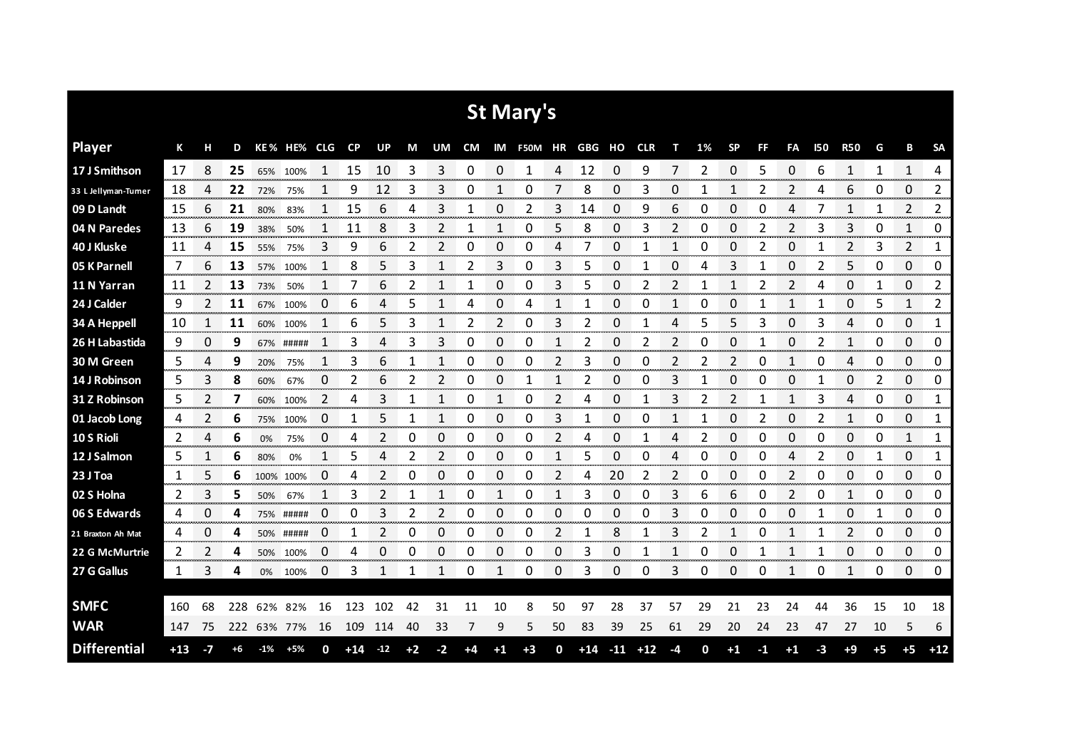# St Mary's

| Player | K | H | D | KE% | HE% | CLG | CP | UP | M | UM | CM | IM | F50M | HR | GBG | HO | CLR | T | 1% | SP | FF | FA | I50 | R50 | G | B | SA |
|---|---|---|---|---|---|---|---|---|---|---|---|---|---|---|---|---|---|---|---|---|---|---|---|---|---|---|---|
| 17 J Smithson | 17 | 8 | 25 | 65% | 100% | 1 | 15 | 10 | 3 | 3 | 0 | 0 | 1 | 4 | 12 | 0 | 9 | 7 | 2 | 0 | 5 | 0 | 6 | 1 | 1 | 1 | 4 |
| 33 L Jellyman-Turner | 18 | 4 | 22 | 72% | 75% | 1 | 9 | 12 | 3 | 3 | 0 | 1 | 0 | 7 | 8 | 0 | 3 | 0 | 1 | 1 | 2 | 2 | 4 | 6 | 0 | 0 | 2 |
| 09 D Landt | 15 | 6 | 21 | 80% | 83% | 1 | 15 | 6 | 4 | 3 | 1 | 0 | 2 | 3 | 14 | 0 | 9 | 6 | 0 | 0 | 0 | 4 | 7 | 1 | 1 | 2 | 2 |
| 04 N Paredes | 13 | 6 | 19 | 38% | 50% | 1 | 11 | 8 | 3 | 2 | 1 | 1 | 0 | 5 | 8 | 0 | 3 | 2 | 0 | 0 | 2 | 2 | 3 | 3 | 0 | 1 | 0 |
| 40 J Kluske | 11 | 4 | 15 | 55% | 75% | 3 | 9 | 6 | 2 | 2 | 0 | 0 | 0 | 4 | 7 | 0 | 1 | 1 | 0 | 0 | 2 | 0 | 1 | 2 | 3 | 2 | 1 |
| 05 K Parnell | 7 | 6 | 13 | 57% | 100% | 1 | 8 | 5 | 3 | 1 | 2 | 3 | 0 | 3 | 5 | 0 | 1 | 0 | 4 | 3 | 1 | 0 | 2 | 5 | 0 | 0 | 0 |
| 11 N Yarran | 11 | 2 | 13 | 73% | 50% | 1 | 7 | 6 | 2 | 1 | 1 | 0 | 0 | 3 | 5 | 0 | 2 | 2 | 1 | 1 | 2 | 2 | 4 | 0 | 1 | 0 | 2 |
| 24 J Calder | 9 | 2 | 11 | 67% | 100% | 0 | 6 | 4 | 5 | 1 | 4 | 0 | 4 | 1 | 1 | 0 | 0 | 1 | 0 | 0 | 1 | 1 | 1 | 0 | 5 | 1 | 2 |
| 34 A Heppell | 10 | 1 | 11 | 60% | 100% | 1 | 6 | 5 | 3 | 1 | 2 | 2 | 0 | 3 | 2 | 0 | 1 | 4 | 5 | 5 | 3 | 0 | 3 | 4 | 0 | 0 | 1 |
| 26 H Labastida | 9 | 0 | 9 | 67% | ##### | 1 | 3 | 4 | 3 | 3 | 0 | 0 | 0 | 1 | 2 | 0 | 2 | 2 | 0 | 0 | 1 | 0 | 2 | 1 | 0 | 0 | 0 |
| 30 M Green | 5 | 4 | 9 | 20% | 75% | 1 | 3 | 6 | 1 | 1 | 0 | 0 | 0 | 2 | 3 | 0 | 0 | 2 | 2 | 2 | 0 | 1 | 0 | 4 | 0 | 0 | 0 |
| 14 J Robinson | 5 | 3 | 8 | 60% | 67% | 0 | 2 | 6 | 2 | 2 | 0 | 0 | 1 | 1 | 2 | 0 | 0 | 3 | 1 | 0 | 0 | 0 | 1 | 0 | 2 | 0 | 0 |
| 31 Z Robinson | 5 | 2 | 7 | 60% | 100% | 2 | 4 | 3 | 1 | 1 | 0 | 1 | 0 | 2 | 4 | 0 | 1 | 3 | 2 | 2 | 1 | 1 | 3 | 4 | 0 | 0 | 1 |
| 01 Jacob Long | 4 | 2 | 6 | 75% | 100% | 0 | 1 | 5 | 1 | 1 | 0 | 0 | 0 | 3 | 1 | 0 | 0 | 1 | 1 | 0 | 2 | 0 | 2 | 1 | 0 | 0 | 1 |
| 10 S Rioli | 2 | 4 | 6 | 0% | 75% | 0 | 4 | 2 | 0 | 0 | 0 | 0 | 0 | 2 | 4 | 0 | 1 | 4 | 2 | 0 | 0 | 0 | 0 | 0 | 0 | 1 | 1 |
| 12 J Salmon | 5 | 1 | 6 | 80% | 0% | 1 | 5 | 4 | 2 | 2 | 0 | 0 | 0 | 1 | 5 | 0 | 0 | 4 | 0 | 0 | 0 | 4 | 2 | 0 | 1 | 0 | 1 |
| 23 J Toa | 1 | 5 | 6 | 100% | 100% | 0 | 4 | 2 | 0 | 0 | 0 | 0 | 0 | 2 | 4 | 20 | 2 | 2 | 0 | 0 | 0 | 2 | 0 | 0 | 0 | 0 | 0 |
| 02 S Holna | 2 | 3 | 5 | 50% | 67% | 1 | 3 | 2 | 1 | 1 | 0 | 1 | 0 | 1 | 3 | 0 | 0 | 3 | 6 | 6 | 0 | 2 | 0 | 1 | 0 | 0 | 0 |
| 06 S Edwards | 4 | 0 | 4 | 75% | ##### | 0 | 0 | 3 | 2 | 2 | 0 | 0 | 0 | 0 | 0 | 0 | 0 | 3 | 0 | 0 | 0 | 0 | 1 | 0 | 1 | 0 | 0 |
| 21 Braxton Ah Mat | 4 | 0 | 4 | 50% | ##### | 0 | 1 | 2 | 0 | 0 | 0 | 0 | 0 | 2 | 1 | 8 | 1 | 3 | 2 | 1 | 0 | 1 | 1 | 2 | 0 | 0 | 0 |
| 22 G McMurtrie | 2 | 2 | 4 | 50% | 100% | 0 | 4 | 0 | 0 | 0 | 0 | 0 | 0 | 0 | 3 | 0 | 1 | 1 | 0 | 0 | 1 | 1 | 1 | 0 | 0 | 0 | 0 |
| 27 G Gallus | 1 | 3 | 4 | 0% | 100% | 0 | 3 | 1 | 1 | 1 | 0 | 1 | 0 | 0 | 3 | 0 | 0 | 3 | 0 | 0 | 0 | 1 | 0 | 1 | 0 | 0 | 0 |
| SMFC | 160 | 68 | 228 | 62% | 82% | 16 | 123 | 102 | 42 | 31 | 11 | 10 | 8 | 50 | 97 | 28 | 37 | 57 | 29 | 21 | 23 | 24 | 44 | 36 | 15 | 10 | 18 |
| WAR | 147 | 75 | 222 | 63% | 77% | 16 | 109 | 114 | 40 | 33 | 7 | 9 | 5 | 50 | 83 | 39 | 25 | 61 | 29 | 20 | 24 | 23 | 47 | 27 | 10 | 5 | 6 |
| Differential | +13 | -7 | +6 | -1% | +5% | 0 | +14 | -12 | +2 | -2 | +4 | +1 | +3 | 0 | +14 | -11 | +12 | -4 | 0 | +1 | -1 | +1 | -3 | +9 | +5 | +5 | +12 |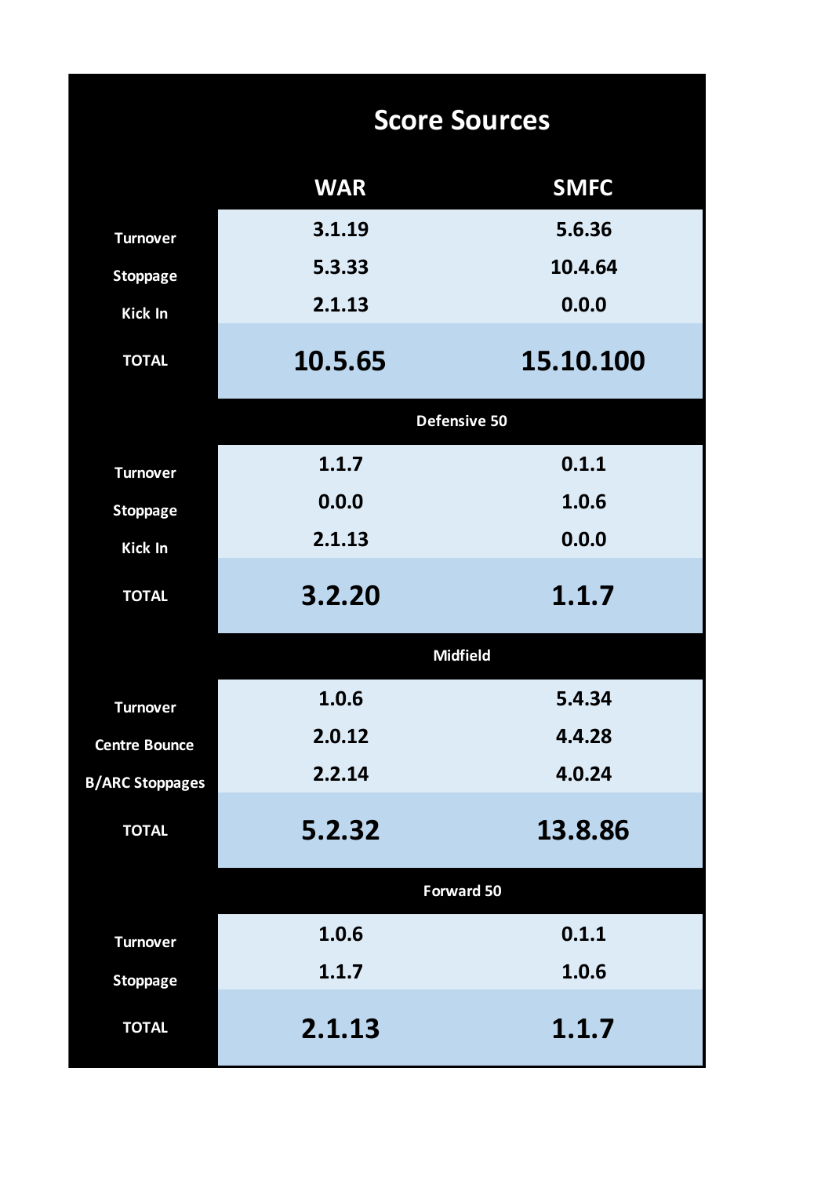# Score Sources

| | WAR | SMFC |
|---|---|---|
| Turnover | 3.1.19 | 5.6.36 |
| Stoppage | 5.3.33 | 10.4.64 |
| Kick In | 2.1.13 | 0.0.0 |
| **TOTAL** | **10.5.65** | **15.10.100** |
| **Defensive 50** | | |
| Turnover | 1.1.7 | 0.1.1 |
| Stoppage | 0.0.0 | 1.0.6 |
| Kick In | 2.1.13 | 0.0.0 |
| **TOTAL** | **3.2.20** | **1.1.7** |
| **Midfield** | | |
| Turnover | 1.0.6 | 5.4.34 |
| Centre Bounce | 2.0.12 | 4.4.28 |
| B/ARC Stoppages | 2.2.14 | 4.0.24 |
| **TOTAL** | **5.2.32** | **13.8.86** |
| **Forward 50** | | |
| Turnover | 1.0.6 | 0.1.1 |
| Stoppage | 1.1.7 | 1.0.6 |
| **TOTAL** | **2.1.13** | **1.1.7** |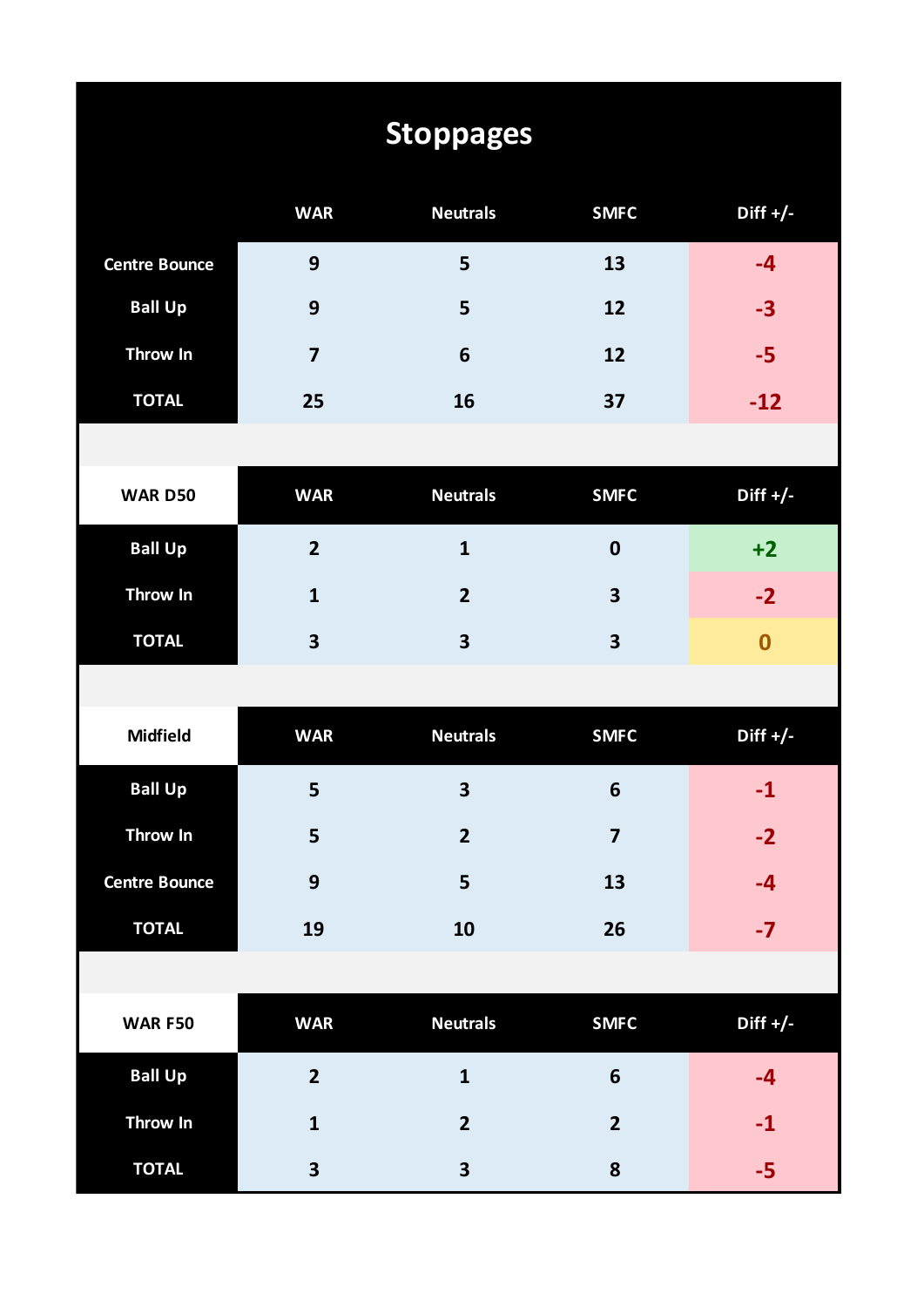# Stoppages

| | WAR | Neutrals | SMFC | Diff +/- |
|---|---|---|---|---|
| Centre Bounce | 9 | 5 | 13 | -4 |
| Ball Up | 9 | 5 | 12 | -3 |
| Throw In | 7 | 6 | 12 | -5 |
| TOTAL | 25 | 16 | 37 | -12 |

| WAR D50 | WAR | Neutrals | SMFC | Diff +/- |
|---|---|---|---|---|
| Ball Up | 2 | 1 | 0 | +2 |
| Throw In | 1 | 2 | 3 | -2 |
| TOTAL | 3 | 3 | 3 | 0 |

| Midfield | WAR | Neutrals | SMFC | Diff +/- |
|---|---|---|---|---|
| Ball Up | 5 | 3 | 6 | -1 |
| Throw In | 5 | 2 | 7 | -2 |
| Centre Bounce | 9 | 5 | 13 | -4 |
| TOTAL | 19 | 10 | 26 | -7 |

| WAR F50 | WAR | Neutrals | SMFC | Diff +/- |
|---|---|---|---|---|
| Ball Up | 2 | 1 | 6 | -4 |
| Throw In | 1 | 2 | 2 | -1 |
| TOTAL | 3 | 3 | 8 | -5 |